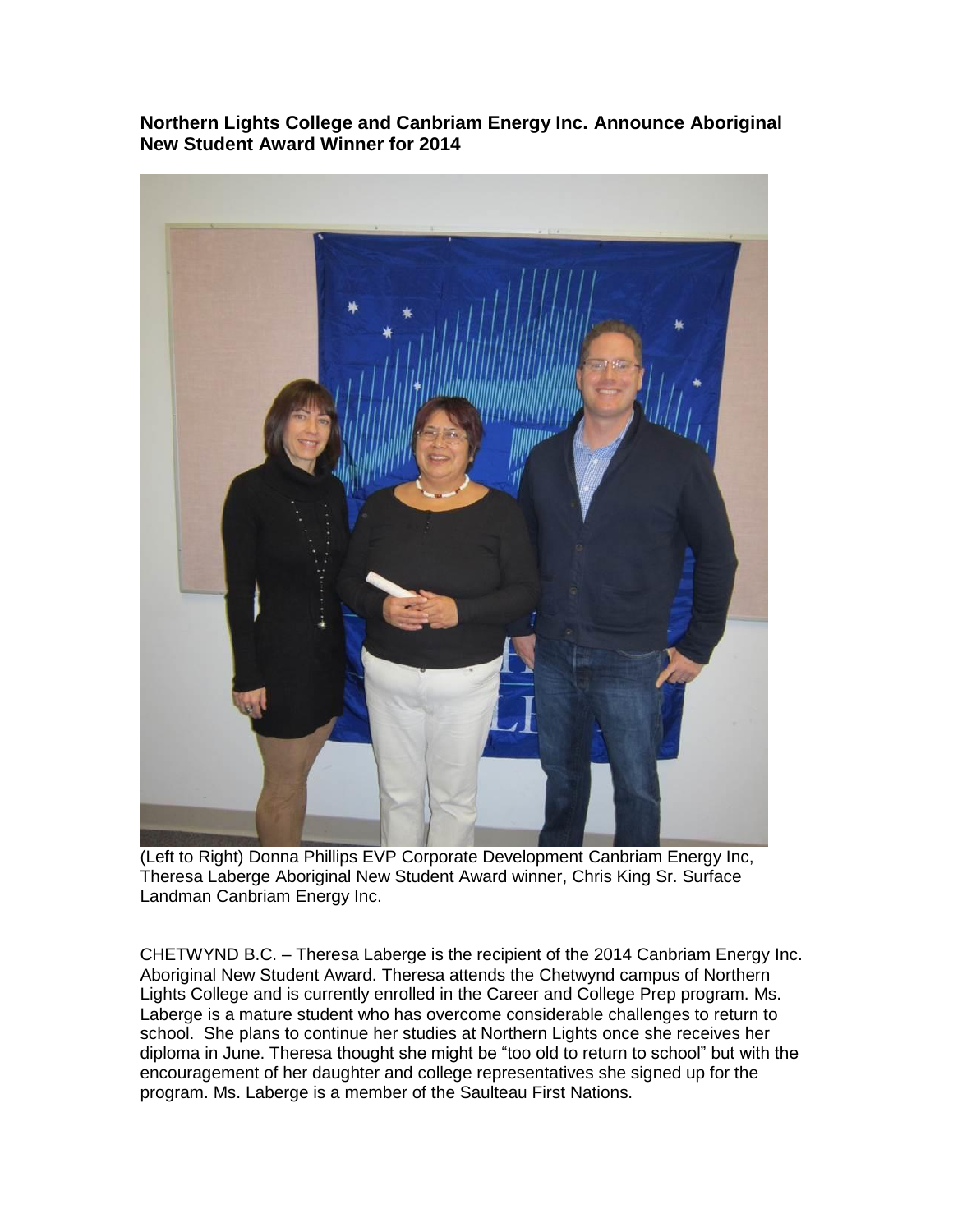**Northern Lights College and Canbriam Energy Inc. Announce Aboriginal New Student Award Winner for 2014**

(Left to Right) Donna Phillips EVP Corporate Development Canbriam Energy Inc, Theresa Laberge Aboriginal New Student Award winner, Chris King Sr. Surface Landman Canbriam Energy Inc.

CHETWYND B.C. – Theresa Laberge is the recipient of the 2014 Canbriam Energy Inc. Aboriginal New Student Award. Theresa attends the Chetwynd campus of Northern Lights College and is currently enrolled in the Career and College Prep program. Ms. Laberge is a mature student who has overcome considerable challenges to return to school. She plans to continue her studies at Northern Lights once she receives her diploma in June. Theresa thought she might be "too old to return to school" but with the encouragement of her daughter and college representatives she signed up for the program. Ms. Laberge is a member of the Saulteau First Nations.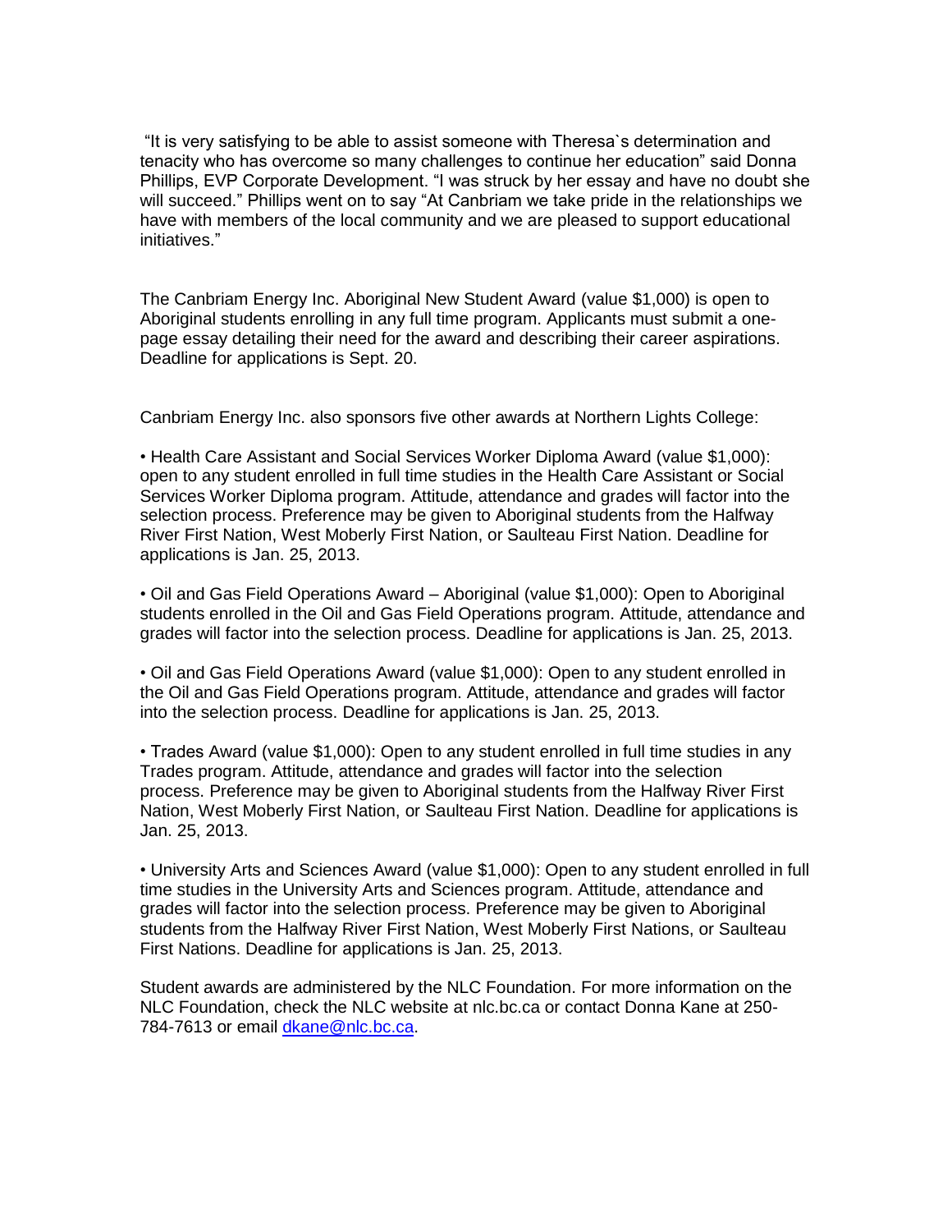"It is very satisfying to be able to assist someone with Theresa`s determination and tenacity who has overcome so many challenges to continue her education" said Donna Phillips, EVP Corporate Development. "I was struck by her essay and have no doubt she will succeed." Phillips went on to say "At Canbriam we take pride in the relationships we have with members of the local community and we are pleased to support educational initiatives."

The Canbriam Energy Inc. Aboriginal New Student Award (value $1,000) is open to Aboriginal students enrolling in any full time program. Applicants must submit a one-page essay detailing their need for the award and describing their career aspirations. Deadline for applications is Sept. 20.

Canbriam Energy Inc. also sponsors five other awards at Northern Lights College:

- Health Care Assistant and Social Services Worker Diploma Award (value $1,000): open to any student enrolled in full time studies in the Health Care Assistant or Social Services Worker Diploma program. Attitude, attendance and grades will factor into the selection process. Preference may be given to Aboriginal students from the Halfway River First Nation, West Moberly First Nation, or Saulteau First Nation. Deadline for applications is Jan. 25, 2013.

- Oil and Gas Field Operations Award – Aboriginal (value $1,000): Open to Aboriginal students enrolled in the Oil and Gas Field Operations program. Attitude, attendance and grades will factor into the selection process. Deadline for applications is Jan. 25, 2013.

- Oil and Gas Field Operations Award (value $1,000): Open to any student enrolled in the Oil and Gas Field Operations program. Attitude, attendance and grades will factor into the selection process. Deadline for applications is Jan. 25, 2013.

- Trades Award (value $1,000): Open to any student enrolled in full time studies in any Trades program. Attitude, attendance and grades will factor into the selection process. Preference may be given to Aboriginal students from the Halfway River First Nation, West Moberly First Nation, or Saulteau First Nation. Deadline for applications is Jan. 25, 2013.

- University Arts and Sciences Award (value $1,000): Open to any student enrolled in full time studies in the University Arts and Sciences program. Attitude, attendance and grades will factor into the selection process. Preference may be given to Aboriginal students from the Halfway River First Nation, West Moberly First Nations, or Saulteau First Nations. Deadline for applications is Jan. 25, 2013.

Student awards are administered by the NLC Foundation. For more information on the NLC Foundation, check the NLC website at nlc.bc.ca or contact Donna Kane at 250-784-7613 or email dkane@nlc.bc.ca.